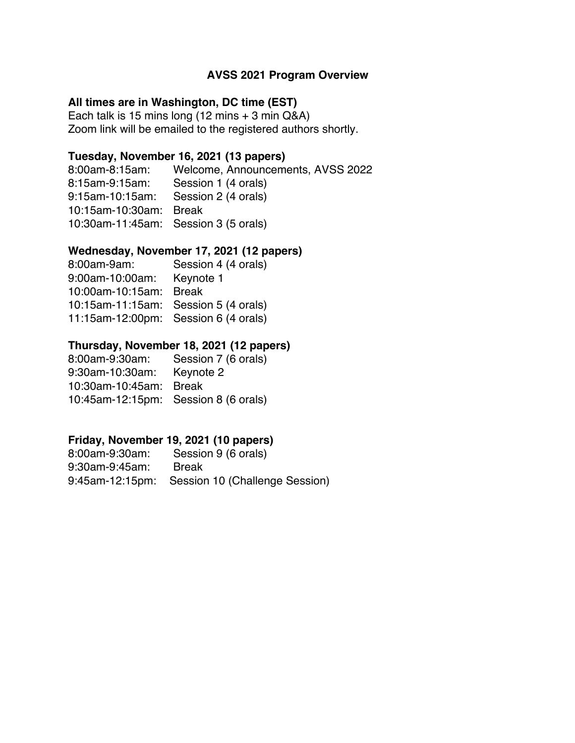# AVSS 2021 Program Overview

**All times are in Washington, DC time (EST)**

Each talk is 15 mins long (12 mins + 3 min Q&A)
Zoom link will be emailed to the registered authors shortly.

## Tuesday, November 16, 2021 (13 papers)

8:00am-8:15am: Welcome, Announcements, AVSS 2022
8:15am-9:15am: Session 1 (4 orals)
9:15am-10:15am: Session 2 (4 orals)
10:15am-10:30am: Break
10:30am-11:45am: Session 3 (5 orals)

## Wednesday, November 17, 2021 (12 papers)

8:00am-9am: Session 4 (4 orals)
9:00am-10:00am: Keynote 1
10:00am-10:15am: Break
10:15am-11:15am: Session 5 (4 orals)
11:15am-12:00pm: Session 6 (4 orals)

## Thursday, November 18, 2021 (12 papers)

8:00am-9:30am: Session 7 (6 orals)
9:30am-10:30am: Keynote 2
10:30am-10:45am: Break
10:45am-12:15pm: Session 8 (6 orals)

## Friday, November 19, 2021 (10 papers)

8:00am-9:30am: Session 9 (6 orals)
9:30am-9:45am: Break
9:45am-12:15pm: Session 10 (Challenge Session)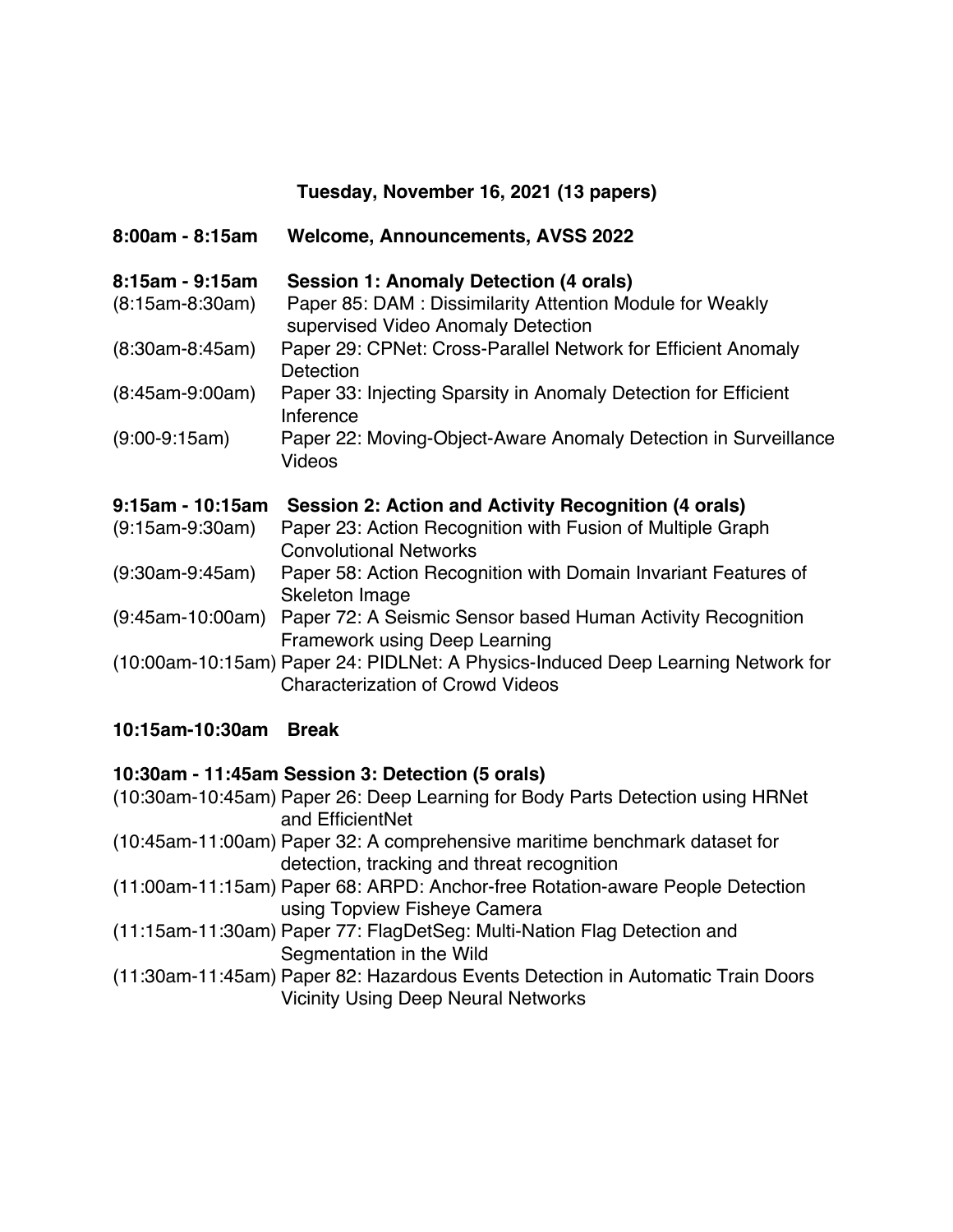## Tuesday, November 16, 2021 (13 papers)

**8:00am - 8:15am Welcome, Announcements, AVSS 2022**

**8:15am - 9:15am Session 1: Anomaly Detection (4 orals)**

(8:15am-8:30am) Paper 85: DAM : Dissimilarity Attention Module for Weakly supervised Video Anomaly Detection

(8:30am-8:45am) Paper 29: CPNet: Cross-Parallel Network for Efficient Anomaly Detection

(8:45am-9:00am) Paper 33: Injecting Sparsity in Anomaly Detection for Efficient Inference

(9:00-9:15am) Paper 22: Moving-Object-Aware Anomaly Detection in Surveillance Videos

**9:15am - 10:15am Session 2: Action and Activity Recognition (4 orals)**

(9:15am-9:30am) Paper 23: Action Recognition with Fusion of Multiple Graph Convolutional Networks

(9:30am-9:45am) Paper 58: Action Recognition with Domain Invariant Features of Skeleton Image

(9:45am-10:00am) Paper 72: A Seismic Sensor based Human Activity Recognition Framework using Deep Learning

(10:00am-10:15am) Paper 24: PIDLNet: A Physics-Induced Deep Learning Network for Characterization of Crowd Videos

**10:15am-10:30am Break**

**10:30am - 11:45am Session 3: Detection (5 orals)**

(10:30am-10:45am) Paper 26: Deep Learning for Body Parts Detection using HRNet and EfficientNet

(10:45am-11:00am) Paper 32: A comprehensive maritime benchmark dataset for detection, tracking and threat recognition

(11:00am-11:15am) Paper 68: ARPD: Anchor-free Rotation-aware People Detection using Topview Fisheye Camera

(11:15am-11:30am) Paper 77: FlagDetSeg: Multi-Nation Flag Detection and Segmentation in the Wild

(11:30am-11:45am) Paper 82: Hazardous Events Detection in Automatic Train Doors Vicinity Using Deep Neural Networks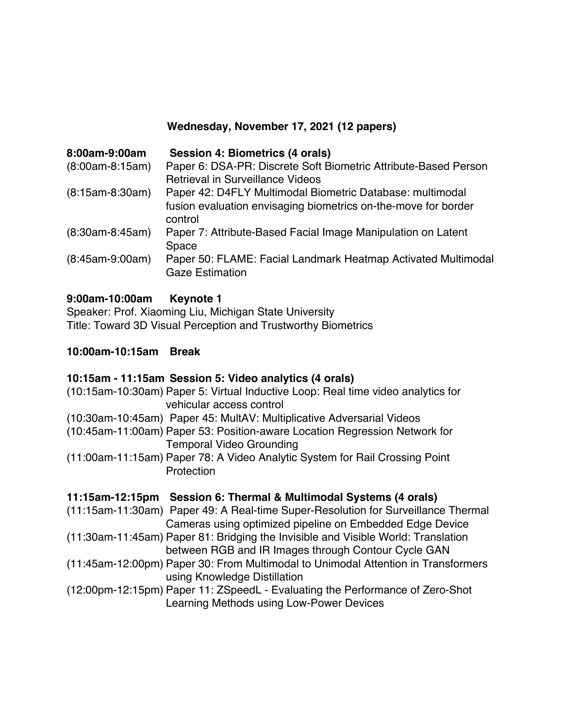### Wednesday, November 17, 2021 (12 papers)

**8:00am-9:00am Session 4: Biometrics (4 orals)**

(8:00am-8:15am) Paper 6: DSA-PR: Discrete Soft Biometric Attribute-Based Person Retrieval in Surveillance Videos

(8:15am-8:30am) Paper 42: D4FLY Multimodal Biometric Database: multimodal fusion evaluation envisaging biometrics on-the-move for border control

(8:30am-8:45am) Paper 7: Attribute-Based Facial Image Manipulation on Latent Space

(8:45am-9:00am) Paper 50: FLAME: Facial Landmark Heatmap Activated Multimodal Gaze Estimation

**9:00am-10:00am Keynote 1**

Speaker: Prof. Xiaoming Liu, Michigan State University

Title: Toward 3D Visual Perception and Trustworthy Biometrics

**10:00am-10:15am Break**

**10:15am - 11:15am Session 5: Video analytics (4 orals)**

(10:15am-10:30am) Paper 5: Virtual Inductive Loop: Real time video analytics for vehicular access control

(10:30am-10:45am) Paper 45: MultAV: Multiplicative Adversarial Videos

(10:45am-11:00am) Paper 53: Position-aware Location Regression Network for Temporal Video Grounding

(11:00am-11:15am) Paper 78: A Video Analytic System for Rail Crossing Point Protection

**11:15am-12:15pm Session 6: Thermal & Multimodal Systems (4 orals)**

(11:15am-11:30am) Paper 49: A Real-time Super-Resolution for Surveillance Thermal Cameras using optimized pipeline on Embedded Edge Device

(11:30am-11:45am) Paper 81: Bridging the Invisible and Visible World: Translation between RGB and IR Images through Contour Cycle GAN

(11:45am-12:00pm) Paper 30: From Multimodal to Unimodal Attention in Transformers using Knowledge Distillation

(12:00pm-12:15pm) Paper 11: ZSpeedL - Evaluating the Performance of Zero-Shot Learning Methods using Low-Power Devices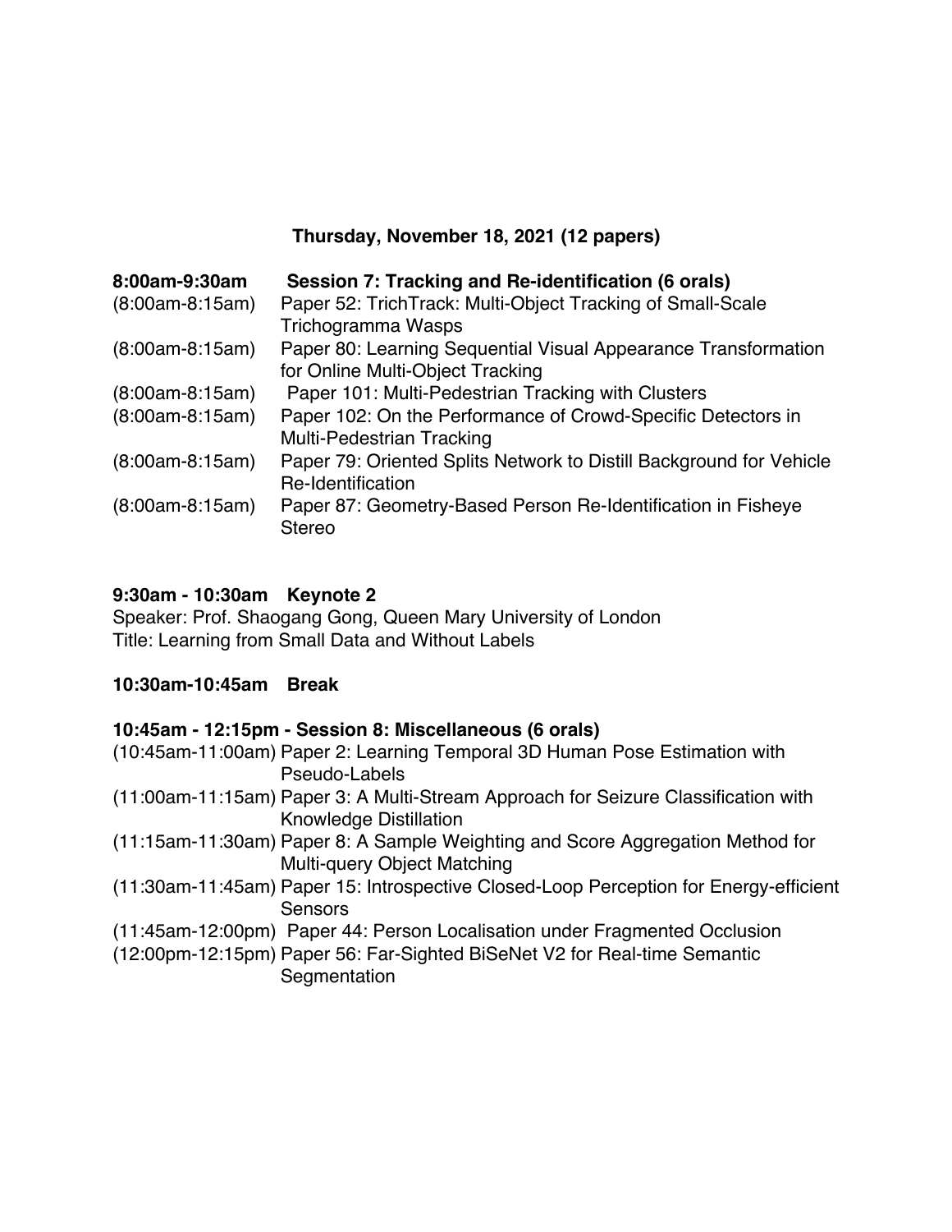### Thursday, November 18, 2021 (12 papers)

**8:00am-9:30am Session 7: Tracking and Re-identification (6 orals)**

(8:00am-8:15am) Paper 52: TrichTrack: Multi-Object Tracking of Small-Scale Trichogramma Wasps

(8:00am-8:15am) Paper 80: Learning Sequential Visual Appearance Transformation for Online Multi-Object Tracking

(8:00am-8:15am) Paper 101: Multi-Pedestrian Tracking with Clusters

(8:00am-8:15am) Paper 102: On the Performance of Crowd-Specific Detectors in Multi-Pedestrian Tracking

(8:00am-8:15am) Paper 79: Oriented Splits Network to Distill Background for Vehicle Re-Identification

(8:00am-8:15am) Paper 87: Geometry-Based Person Re-Identification in Fisheye Stereo

**9:30am - 10:30am Keynote 2**

Speaker: Prof. Shaogang Gong, Queen Mary University of London

Title: Learning from Small Data and Without Labels

**10:30am-10:45am Break**

**10:45am - 12:15pm - Session 8: Miscellaneous (6 orals)**

(10:45am-11:00am) Paper 2: Learning Temporal 3D Human Pose Estimation with Pseudo-Labels

(11:00am-11:15am) Paper 3: A Multi-Stream Approach for Seizure Classification with Knowledge Distillation

(11:15am-11:30am) Paper 8: A Sample Weighting and Score Aggregation Method for Multi-query Object Matching

(11:30am-11:45am) Paper 15: Introspective Closed-Loop Perception for Energy-efficient Sensors

(11:45am-12:00pm) Paper 44: Person Localisation under Fragmented Occlusion

(12:00pm-12:15pm) Paper 56: Far-Sighted BiSeNet V2 for Real-time Semantic Segmentation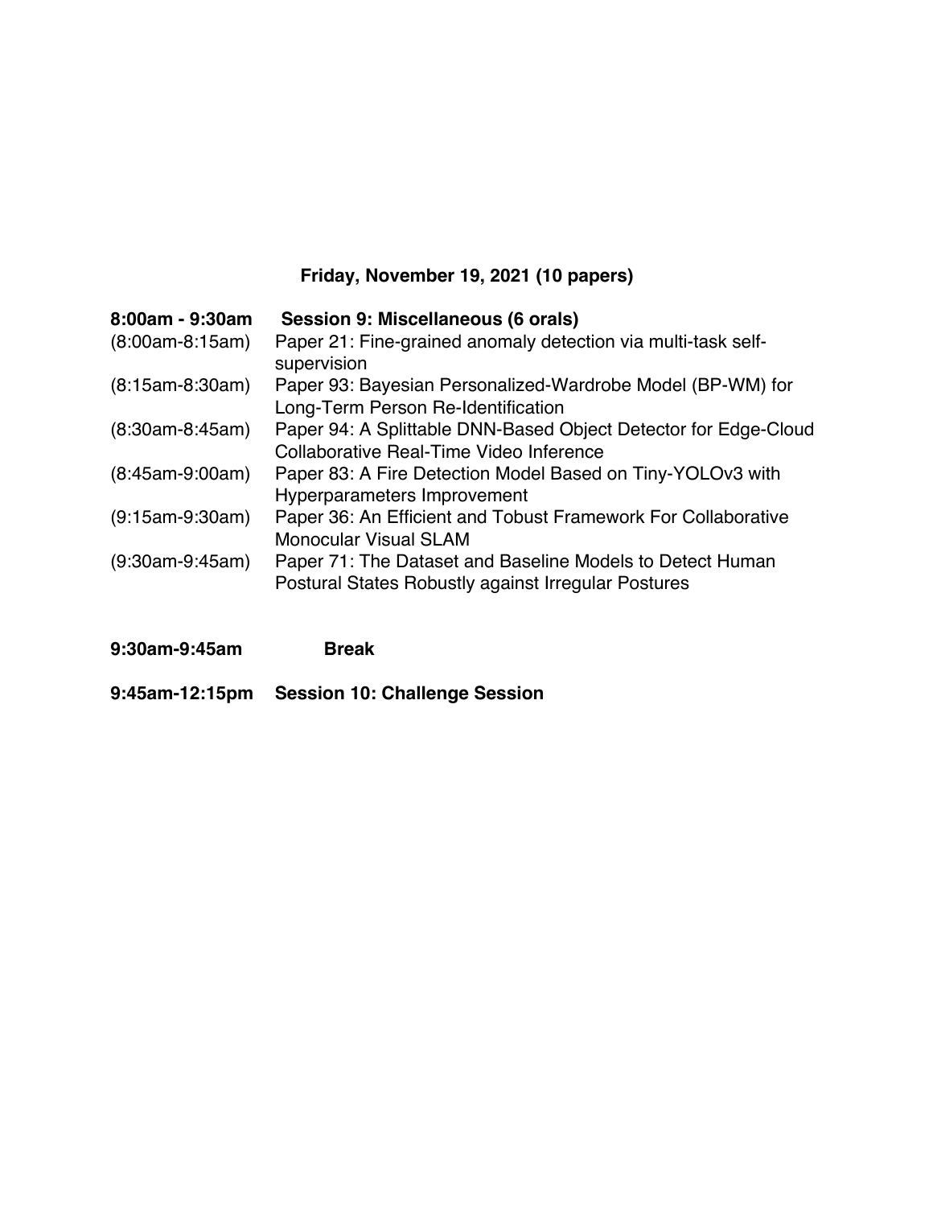## Friday, November 19, 2021 (10 papers)

| | |
|---|---|
| **8:00am - 9:30am** | **Session 9: Miscellaneous (6 orals)** |
| (8:00am-8:15am) | Paper 21: Fine-grained anomaly detection via multi-task self-supervision |
| (8:15am-8:30am) | Paper 93: Bayesian Personalized-Wardrobe Model (BP-WM) for Long-Term Person Re-Identification |
| (8:30am-8:45am) | Paper 94: A Splittable DNN-Based Object Detector for Edge-Cloud Collaborative Real-Time Video Inference |
| (8:45am-9:00am) | Paper 83: A Fire Detection Model Based on Tiny-YOLOv3 with Hyperparameters Improvement |
| (9:15am-9:30am) | Paper 36: An Efficient and Tobust Framework For Collaborative Monocular Visual SLAM |
| (9:30am-9:45am) | Paper 71: The Dataset and Baseline Models to Detect Human Postural States Robustly against Irregular Postures |
| | |
| **9:30am-9:45am** | **Break** |
| **9:45am-12:15pm** | **Session 10: Challenge Session** |